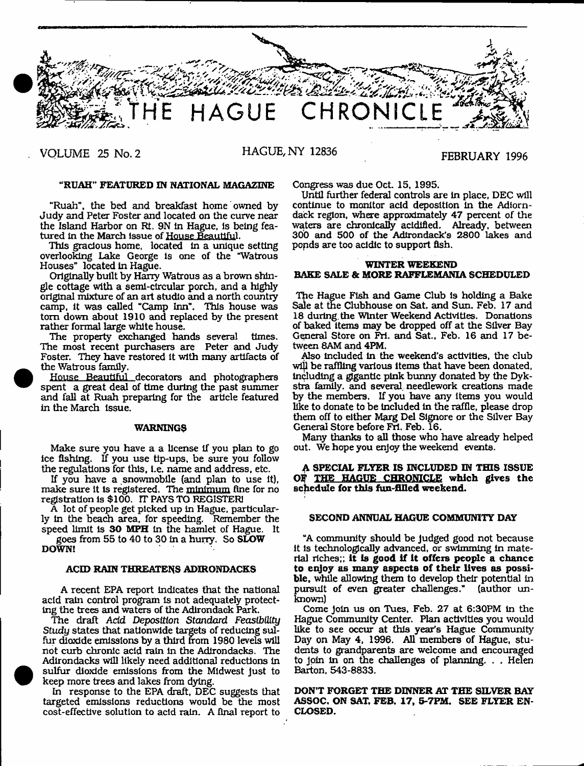# THE HAGUE CHRONICLE

VOLUME 25 No. 2 HAGUE, NY 12836 FEBRUARY 1996

## "RUAH" FEATURED IN NATIONAL MAGAZINE

"Ruah", the bed and breakfast home owned by Judy and Peter Foster and located on the curve near the Island Harbor on Rt. 9N in Hague, is being featured in the March issue of House Beautiful.

This gracious home, located in a unique setting overlooking Lake George is one of the "Watrous Houses" located in Hague.

Originally built by Harry Watrous as a brown shingle cottage with a semi-circular porch, and a highly original mixture of an art studio and a north country camp, it was called "Camp Inn". This house was torn down about 1910 and replaced by the present rather formal large white house.

The property exchanged hands several times. The most recent purchasers are Peter and Judy Foster. They have restored it with many artifacts of the Watrous family.

House Beautiful decorators and photographers spent a great deal of time during the past summer and fall at Ruah preparing for the article featured in the March issue.

## WARNINGS

Make sure you have a a license if you plan to go ice fishing. If you use tip-ups, be sure you follow the regulations for this, i.e. name and address, etc.

If you have a snowmobile (and plan to use it), make sure it is registered. The minimum fine for no registration is $100. IT PAYS TO REGISTER!

A lot of people get picked up in Hague, particularly in the beach area, for speeding. Remember the speed limit is **30 MPH** in the hamlet of Hague. It goes from 55 to 40 to 30 in a hurry. So **SLOW DOWN!**

## ACID RAIN THREATENS ADIRONDACKS

A recent EPA report indicates that the national acid rain control program is not adequately protecting the trees and waters of the Adirondack Park.

The draft *Acid Deposition Standard Feasibility Study* states that nationwide targets of reducing sulfur dioxide emissions by a third from 1980 levels will not curb chronic acid rain in the Adirondacks. The Adirondacks will likely need additional reductions in sulfur dioxide emissions from the Midwest just to keep more trees and lakes from dying.

In response to the EPA draft, DEC suggests that targeted emissions reductions would be the most cost-effective solution to acid rain. A final report to Congress was due Oct. 15, 1995.

Until further federal controls are in place, DEC will continue to monitor acid deposition in the Adirondack region, where approximately 47 percent of the waters are chronically acidified. Already, between 300 and 500 of the Adirondack's 2800 lakes and ponds are too acidic to support fish.

## WINTER WEEKEND
## BAKE SALE & MORE RAFFLEMANIA SCHEDULED

The Hague Fish and Game Club is holding a Bake Sale at the Clubhouse on Sat. and Sun. Feb. 17 and 18 during the Winter Weekend Activities. Donations of baked items may be dropped off at the Silver Bay General Store on Fri. and Sat., Feb. 16 and 17 between 8AM and 4PM.

Also included in the weekend's activities, the club will be raffling various items that have been donated, including a gigantic pink bunny donated by the Dykstra family, and several needlework creations made by the members. If you have any items you would like to donate to be included in the raffle, please drop them off to either Marg Del Signore or the Silver Bay General Store before Fri. Feb. 16.

Many thanks to all those who have already helped out. We hope you enjoy the weekend events.

**A SPECIAL FLYER IS INCLUDED IN THIS ISSUE OF THE HAGUE CHRONICLE which gives the schedule for this fun-filled weekend.**

## SECOND ANNUAL HAGUE COMMUNITY DAY

"A community should be judged good not because it is technologically advanced, or swimming in material riches;; **it is good if it offers people a chance to enjoy as many aspects of their lives as possible,** while allowing them to develop their potential in pursuit of even greater challenges." (author unknown)

Come join us on Tues, Feb. 27 at 6:30PM in the Hague Community Center. Plan activities you would like to see occur at this year's Hague Community Day on May 4, 1996. All members of Hague, students to grandparents are welcome and encouraged to join in on the challenges of planning. . . Helen Barton, 543-8833.

**DON'T FORGET THE DINNER AT THE SILVER BAY ASSOC. ON SAT. FEB. 17, 5-7PM. SEE FLYER ENCLOSED.**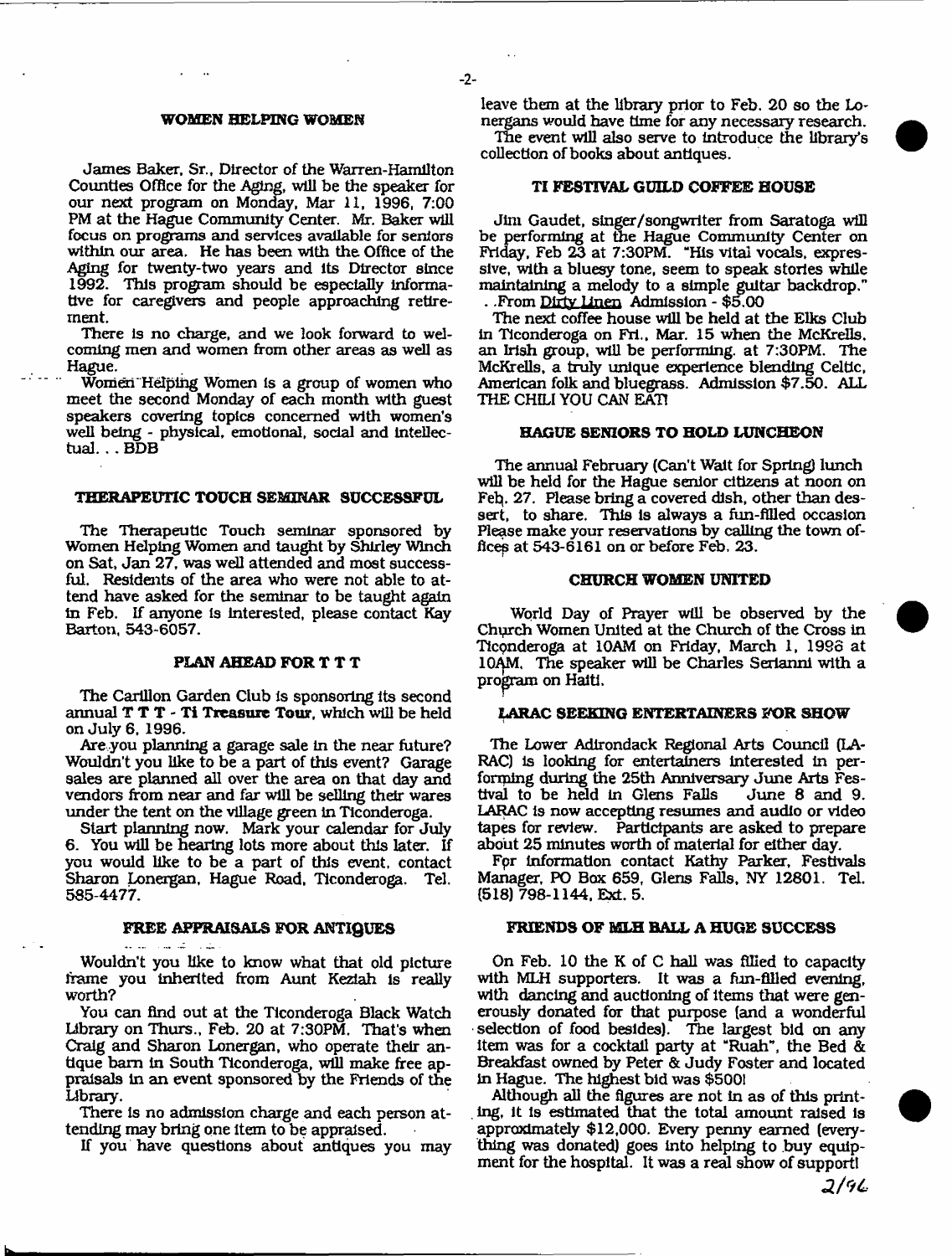## WOMEN HELPING WOMEN

James Baker, Sr., Director of the Warren-Hamilton Counties Office for the Aging, will be the speaker for our next program on Monday, Mar 11, 1996, 7:00 PM at the Hague Community Center. Mr. Baker will focus on programs and services available for seniors within our area. He has been with the Office of the Aging for twenty-two years and its Director since 1992. This program should be especially informative for caregivers and people approaching retirement.

There is no charge, and we look forward to welcoming men and women from other areas as well as Hague.

Women Helping Women is a group of women who meet the second Monday of each month with guest speakers covering topics concerned with women's well being - physical, emotional, social and intellectual. . . BDB

## THERAPEUTIC TOUCH SEMINAR SUCCESSFUL

The Therapeutic Touch seminar sponsored by Women Helping Women and taught by Shirley Winch on Sat, Jan 27, was well attended and most successful. Residents of the area who were not able to attend have asked for the seminar to be taught again in Feb. If anyone is interested, please contact Kay Barton, 543-6057.

## PLAN AHEAD FOR T T T

The Carillon Garden Club is sponsoring its second annual **T T T - Ti Treasure Tour**, which will be held on July 6, 1996.

Are you planning a garage sale in the near future? Wouldn't you like to be a part of this event? Garage sales are planned all over the area on that day and vendors from near and far will be selling their wares under the tent on the village green in Ticonderoga.

Start planning now. Mark your calendar for July 6. You will be hearing lots more about this later. If you would like to be a part of this event, contact Sharon Lonergan, Hague Road, Ticonderoga. Tel. 585-4477.

## FREE APPRAISALS FOR ANTIQUES

Wouldn't you like to know what that old picture frame you inherited from Aunt Keziah is really worth?

You can find out at the Ticonderoga Black Watch Library on Thurs., Feb. 20 at 7:30PM. That's when Craig and Sharon Lonergan, who operate their antique barn in South Ticonderoga, will make free appraisals in an event sponsored by the Friends of the Library.

There is no admission charge and each person attending may bring one item to be appraised.

If you have questions about antiques you may leave them at the library prior to Feb. 20 so the Lonergans would have time for any necessary research.

The event will also serve to introduce the library's collection of books about antiques.

## TI FESTIVAL GUILD COFFEE HOUSE

Jim Gaudet, singer/songwriter from Saratoga will be performing at the Hague Community Center on Friday, Feb 23 at 7:30PM. "His vital vocals, expressive, with a bluesy tone, seem to speak stories while maintaining a melody to a simple guitar backdrop." . . From Dirty Linen Admission - $5.00

The next coffee house will be held at the Elks Club in Ticonderoga on Fri., Mar. 15 when the McKrells, an Irish group, will be performing. at 7:30PM. The McKrells, a truly unique experience blending Celtic, American folk and bluegrass. Admission $7.50. ALL THE CHILI YOU CAN EAT!

## HAGUE SENIORS TO HOLD LUNCHEON

The annual February (Can't Wait for Spring) lunch will be held for the Hague senior citizens at noon on Feb. 27. Please bring a covered dish, other than dessert, to share. This is always a fun-filled occasion Please make your reservations by calling the town offices at 543-6161 on or before Feb. 23.

## CHURCH WOMEN UNITED

World Day of Prayer will be observed by the Church Women United at the Church of the Cross in Ticonderoga at 10AM on Friday, March 1, 1996 at 10AM. The speaker will be Charles Serianni with a program on Haiti.

## LARAC SEEKING ENTERTAINERS FOR SHOW

The Lower Adirondack Regional Arts Council (LARAC) is looking for entertainers interested in performing during the 25th Anniversary June Arts Festival to be held in Glens Falls June 8 and 9. LARAC is now accepting resumes and audio or video tapes for review. Participants are asked to prepare about 25 minutes worth of material for either day.

For information contact Kathy Parker, Festivals Manager, PO Box 659, Glens Falls, NY 12801. Tel. (518) 798-1144, Ext. 5.

## FRIENDS OF MLH BALL A HUGE SUCCESS

On Feb. 10 the K of C hall was filled to capacity with MLH supporters. It was a fun-filled evening, with dancing and auctioning of items that were generously donated for that purpose (and a wonderful selection of food besides). The largest bid on any item was for a cocktail party at "Ruah", the Bed & Breakfast owned by Peter & Judy Foster and located in Hague. The highest bid was $500!

Although all the figures are not in as of this printing, it is estimated that the total amount raised is approximately $12,000. Every penny earned (everything was donated) goes into helping to buy equipment for the hospital. It was a real show of support!

2/96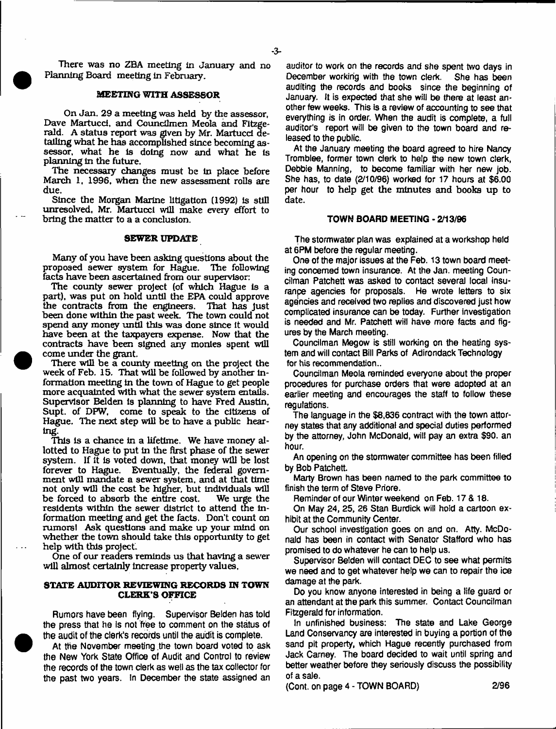There was no ZBA meeting in January and no Planning Board meeting in February.

### MEETING WITH ASSESSOR

On Jan. 29 a meeting was held by the assessor, Dave Martucci, and Councilmen Meola and Fitzgerald. A status report was given by Mr. Martucci detailing what he has accomplished since becoming assessor, what he is doing now and what he is planning in the future.

The necessary changes must be in place before March 1, 1996, when the new assessment rolls are due.

Since the Morgan Marine litigation (1992) is still unresolved, Mr. Martucci will make every effort to bring the matter to a a conclusion.

### SEWER UPDATE

Many of you have been asking questions about the proposed sewer system for Hague. The following facts have been ascertained from our supervisor:

The county sewer project (of which Hague is a part), was put on hold until the EPA could approve the contracts from the engineers. That has just been done within the past week. The town could not spend any money until this was done since it would have been at the taxpayers expense. Now that the contracts have been signed any monies spent will come under the grant.

There will be a county meeting on the project the week of Feb. 15. That will be followed by another information meeting in the town of Hague to get people more acquainted with what the sewer system entails. Supervisor Belden is planning to have Fred Austin, Supt. of DPW, come to speak to the citizens of Hague. The next step will be to have a public hearing.

This is a chance in a lifetime. We have money allotted to Hague to put in the first phase of the sewer system. If it is voted down, that money will be lost forever to Hague. Eventually, the federal government will mandate a sewer system, and at that time not only will the cost be higher, but individuals will be forced to absorb the entire cost. We urge the residents within the sewer district to attend the information meeting and get the facts. Don't count on rumors! Ask questions and make up your mind on whether the town should take this opportunity to get help with this project.

One of our readers reminds us that having a sewer will almost certainly increase property values.

### STATE AUDITOR REVIEWING RECORDS IN TOWN CLERK'S OFFICE

Rumors have been flying. Supervisor Belden has told the press that he is not free to comment on the status of the audit of the clerk's records until the audit is complete.

At the November meeting the town board voted to ask the New York State Office of Audit and Control to review the records of the town clerk as well as the tax collector for the past two years. In December the state assigned an auditor to work on the records and she spent two days in December working with the town clerk. She has been auditing the records and books since the beginning of January. It is expected that she will be there at least another few weeks. This is a review of accounting to see that everything is in order. When the audit is complete, a full auditor's report will be given to the town board and released to the public.

At the January meeting the board agreed to hire Nancy Tromblee, former town clerk to help the new town clerk, Debbie Manning, to become familiar with her new job. She has, to date (2/10/96) worked for 17 hours at $6.00 per hour to help get the minutes and books up to date.

### TOWN BOARD MEETING - 2/13/96

The stormwater plan was explained at a workshop held at 6PM before the regular meeting.

One of the major issues at the Feb. 13 town board meeting concerned town insurance. At the Jan. meeting Councilman Patchett was asked to contact several local insurance agencies for proposals. He wrote letters to six agencies and received two replies and discovered just how complicated insurance can be today. Further investigation is needed and Mr. Patchett will have more facts and figures by the March meeting.

Councilman Megow is still working on the heating system and will contact Bill Parks of Adirondack Technology for his recommendation..

Councilman Meola reminded everyone about the proper procedures for purchase orders that were adopted at an earlier meeting and encourages the staff to follow these regulations.

The language in the $8,836 contract with the town attorney states that any additional and special duties performed by the attorney, John McDonald, will pay an extra $90. an hour.

An opening on the stormwater committee has been filled by Bob Patchett.

Marty Brown has been named to the park committee to finish the term of Steve Priore.

Reminder of our Winter weekend on Feb. 17 & 18.

On May 24, 25, 26 Stan Burdick will hold a cartoon exhibit at the Community Center.

Our school investigation goes on and on. Atty. McDonald has been in contact with Senator Stafford who has promised to do whatever he can to help us.

Supervisor Belden will contact DEC to see what permits we need and to get whatever help we can to repair the ice damage at the park.

Do you know anyone interested in being a life guard or an attendant at the park this summer. Contact Councilman Fitzgerald for information.

In unfinished business: The state and Lake George Land Conservancy are interested in buying a portion of the sand pit property, which Hague recently purchased from Jack Carney. The board decided to wait until spring and better weather before they seriously discuss the possibility of a sale.

(Cont. on page 4 - TOWN BOARD)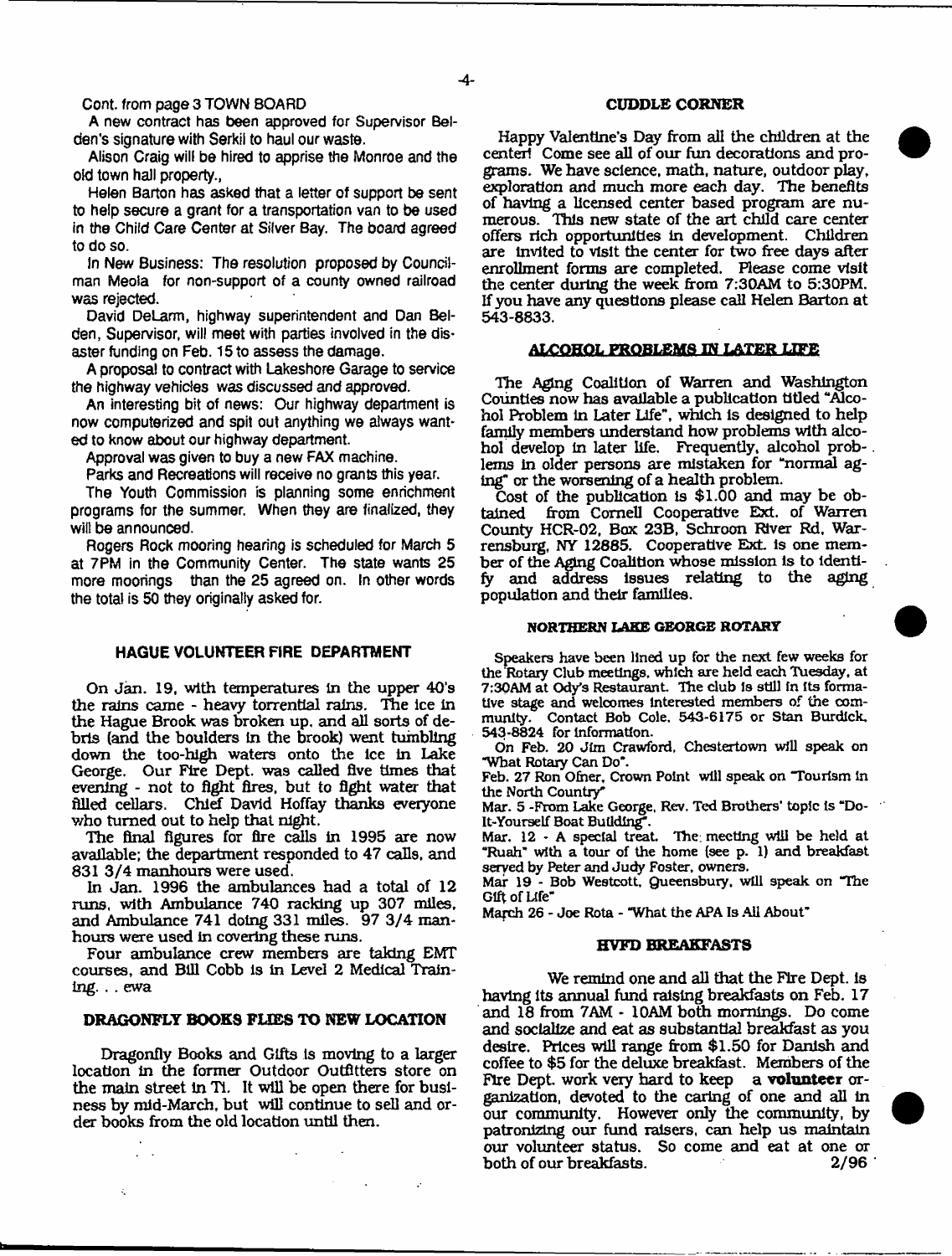Cont. from page 3 TOWN BOARD

A new contract has been approved for Supervisor Belden's signature with Serkil to haul our waste.

Alison Craig will be hired to apprise the Monroe and the old town hall property.,

Helen Barton has asked that a letter of support be sent to help secure a grant for a transportation van to be used in the Child Care Center at Silver Bay. The board agreed to do so.

In New Business: The resolution proposed by Councilman Meola for non-support of a county owned railroad was rejected.

David DeLarm, highway superintendent and Dan Belden, Supervisor, will meet with parties involved in the disaster funding on Feb. 15 to assess the damage.

A proposal to contract with Lakeshore Garage to service the highway vehicles was discussed and approved.

An interesting bit of news: Our highway department is now computerized and spit out anything we always wanted to know about our highway department.

Approval was given to buy a new FAX machine.

Parks and Recreations will receive no grants this year.

The Youth Commission is planning some enrichment programs for the summer. When they are finalized, they will be announced.

Rogers Rock mooring hearing is scheduled for March 5 at 7PM in the Community Center. The state wants 25 more moorings than the 25 agreed on. In other words the total is 50 they originally asked for.

## HAGUE VOLUNTEER FIRE DEPARTMENT

On Jan. 19, with temperatures in the upper 40's the rains came - heavy torrential rains. The ice in the Hague Brook was broken up, and all sorts of debris (and the boulders in the brook) went tumbling down the too-high waters onto the ice in Lake George. Our Fire Dept. was called five times that evening - not to fight fires, but to fight water that filled cellars. Chief David Hoffay thanks everyone who turned out to help that night.

The final figures for fire calls in 1995 are now available; the department responded to 47 calls, and 831 3/4 manhours were used.

In Jan. 1996 the ambulances had a total of 12 runs, with Ambulance 740 racking up 307 miles, and Ambulance 741 doing 331 miles. 97 3/4 manhours were used in covering these runs.

Four ambulance crew members are taking EMT courses, and Bill Cobb is in Level 2 Medical Training. . . ewa

## DRAGONFLY BOOKS FLIES TO NEW LOCATION

Dragonfly Books and Gifts is moving to a larger location in the former Outdoor Outfitters store on the main street in Ti. It will be open there for business by mid-March, but will continue to sell and order books from the old location until then.

## CUDDLE CORNER

Happy Valentine's Day from all the children at the center! Come see all of our fun decorations and programs. We have science, math, nature, outdoor play, exploration and much more each day. The benefits of having a licensed center based program are numerous. This new state of the art child care center offers rich opportunities in development. Children are invited to visit the center for two free days after enrollment forms are completed. Please come visit the center during the week from 7:30AM to 5:30PM. If you have any questions please call Helen Barton at 543-8833.

## ALCOHOL PROBLEMS IN LATER LIFE

The Aging Coalition of Warren and Washington Counties now has available a publication titled "Alcohol Problem in Later Life", which is designed to help family members understand how problems with alcohol develop in later life. Frequently, alcohol problems in older persons are mistaken for "normal aging" or the worsening of a health problem.

Cost of the publication is $1.00 and may be obtained from Cornell Cooperative Ext. of Warren County HCR-02, Box 23B, Schroon River Rd, Warrensburg, NY 12885. Cooperative Ext. is one member of the Aging Coalition whose mission is to identify and address issues relating to the aging population and their families.

## NORTHERN LAKE GEORGE ROTARY

Speakers have been lined up for the next few weeks for the Rotary Club meetings, which are held each Tuesday, at 7:30AM at Ody's Restaurant. The club is still in its formative stage and welcomes interested members of the community. Contact Bob Cole, 543-6175 or Stan Burdick, 543-8824 for information.

On Feb. 20 Jim Crawford, Chestertown will speak on "What Rotary Can Do".

Feb. 27 Ron Ofner, Crown Point will speak on "Tourism in the North Country"

Mar. 5 -From Lake George, Rev. Ted Brothers' topic is "Do-It-Yourself Boat Building".

Mar. 12 - A special treat. The meeting will be held at "Ruah" with a tour of the home (see p. 1) and breakfast served by Peter and Judy Foster, owners.

Mar 19 - Bob Westcott, Queensbury, will speak on "The Gift of Life"

March 26 - Joe Rota - "What the APA Is All About"

## HVFD BREAKFASTS

We remind one and all that the Fire Dept. is having its annual fund raising breakfasts on Feb. 17 and 18 from 7AM - 10AM both mornings. Do come and socialize and eat as substantial breakfast as you desire. Prices will range from $1.50 for Danish and coffee to $5 for the deluxe breakfast. Members of the Fire Dept. work very hard to keep a **volunteer** organization, devoted to the caring of one and all in our community. However only the community, by patronizing our fund raisers, can help us maintain our volunteer status. So come and eat at one or both of our breakfasts. 2/96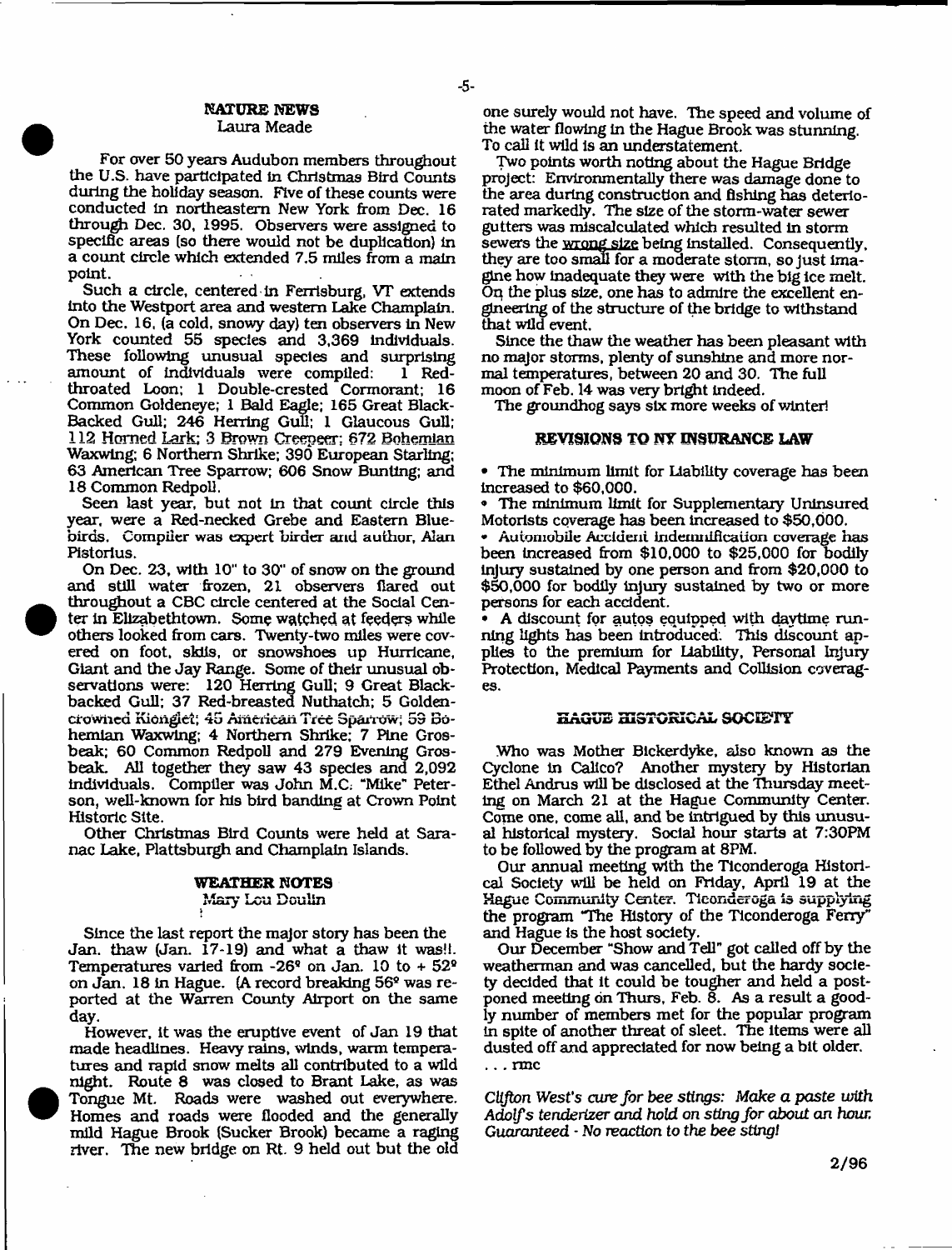## NATURE NEWS

Laura Meade

For over 50 years Audubon members throughout the U.S. have participated in Christmas Bird Counts during the holiday season. Five of these counts were conducted in northeastern New York from Dec. 16 through Dec. 30, 1995. Observers were assigned to specific areas (so there would not be duplication) in a count circle which extended 7.5 miles from a main point.

Such a circle, centered in Ferrisburg, VT extends into the Westport area and western Lake Champlain. On Dec. 16, (a cold, snowy day) ten observers in New York counted 55 species and 3,369 individuals. These following unusual species and surprising amount of individuals were compiled: 1 Red-throated Loon; 1 Double-crested Cormorant; 16 Common Goldeneye; 1 Bald Eagle; 165 Great Black-Backed Gull; 246 Herring Gull; 1 Glaucous Gull; 112 Horned Lark; 3 Brown Creeper; 672 Bohemian Waxwing; 6 Northern Shrike; 390 European Starling; 63 American Tree Sparrow; 606 Snow Bunting; and 18 Common Redpoll.

Seen last year, but not in that count circle this year, were a Red-necked Grebe and Eastern Bluebirds. Compiler was expert birder and author, Alan Pistorius.

On Dec. 23, with 10" to 30" of snow on the ground and still water frozen, 21 observers flared out throughout a CBC circle centered at the Social Center in Elizabethtown. Some watched at feeders while others looked from cars. Twenty-two miles were covered on foot, skis, or snowshoes up Hurricane, Giant and the Jay Range. Some of their unusual observations were: 120 Herring Gull; 9 Great Black-backed Gull; 37 Red-breasted Nuthatch; 5 Golden-crowned Kinglet; 45 American Tree Sparrow; 59 Bohemian Waxwing; 4 Northern Shrike; 7 Pine Grosbeak; 60 Common Redpoll and 279 Evening Grosbeak. All together they saw 43 species and 2,092 individuals. Compiler was John M.C. "Mike" Peterson, well-known for his bird banding at Crown Point Historic Site.

Other Christmas Bird Counts were held at Saranac Lake, Plattsburgh and Champlain Islands.

## WEATHER NOTES

Mary Lou Doulin

Since the last report the major story has been the Jan. thaw (Jan. 17-19) and what a thaw it was!!. Temperatures varied from -26° on Jan. 10 to + 52° on Jan. 18 in Hague. (A record breaking 56° was reported at the Warren County Airport on the same day.

However, it was the eruptive event of Jan 19 that made headlines. Heavy rains, winds, warm temperatures and rapid snow melts all contributed to a wild night. Route 8 was closed to Brant Lake, as was Tongue Mt. Roads were washed out everywhere. Homes and roads were flooded and the generally mild Hague Brook (Sucker Brook) became a raging river. The new bridge on Rt. 9 held out but the old one surely would not have. The speed and volume of the water flowing in the Hague Brook was stunning. To call it wild is an understatement.

Two points worth noting about the Hague Bridge project: Environmentally there was damage done to the area during construction and fishing has deteriorated markedly. The size of the storm-water sewer gutters was miscalculated which resulted in storm sewers the wrong size being installed. Consequently, they are too small for a moderate storm, so just imagine how inadequate they were with the big ice melt. On the plus size, one has to admire the excellent engineering of the structure of the bridge to withstand that wild event.

Since the thaw the weather has been pleasant with no major storms, plenty of sunshine and more normal temperatures, between 20 and 30. The full moon of Feb. 14 was very bright indeed.

The groundhog says six more weeks of winter!

## REVISIONS TO NY INSURANCE LAW

- The minimum limit for Liability coverage has been increased to $60,000.
- The minimum limit for Supplementary Uninsured Motorists coverage has been increased to $50,000.
- Automobile Accident Indemnification coverage has been increased from $10,000 to $25,000 for bodily injury sustained by one person and from $20,000 to $50,000 for bodily injury sustained by two or more persons for each accident.
- A discount for autos equipped with daytime running lights has been introduced. This discount applies to the premium for Liability, Personal Injury Protection, Medical Payments and Collision coverages.

## HAGUE HISTORICAL SOCIETY

Who was Mother Bickerdyke, also known as the Cyclone in Calico? Another mystery by Historian Ethel Andrus will be disclosed at the Thursday meeting on March 21 at the Hague Community Center. Come one, come all, and be intrigued by this unusual historical mystery. Social hour starts at 7:30PM to be followed by the program at 8PM.

Our annual meeting with the Ticonderoga Historical Society will be held on Friday, April 19 at the Hague Community Center. Ticonderoga is supplying the program "The History of the Ticonderoga Ferry" and Hague is the host society.

Our December "Show and Tell" got called off by the weatherman and was cancelled, but the hardy society decided that it could be tougher and held a postponed meeting on Thurs, Feb. 8. As a result a goodly number of members met for the popular program in spite of another threat of sleet. The items were all dusted off and appreciated for now being a bit older.

. . . rmc

*Clifton West's cure for bee stings: Make a paste with Adolf's tenderizer and hold on sting for about an hour. Guaranteed - No reaction to the bee sting!*

2/96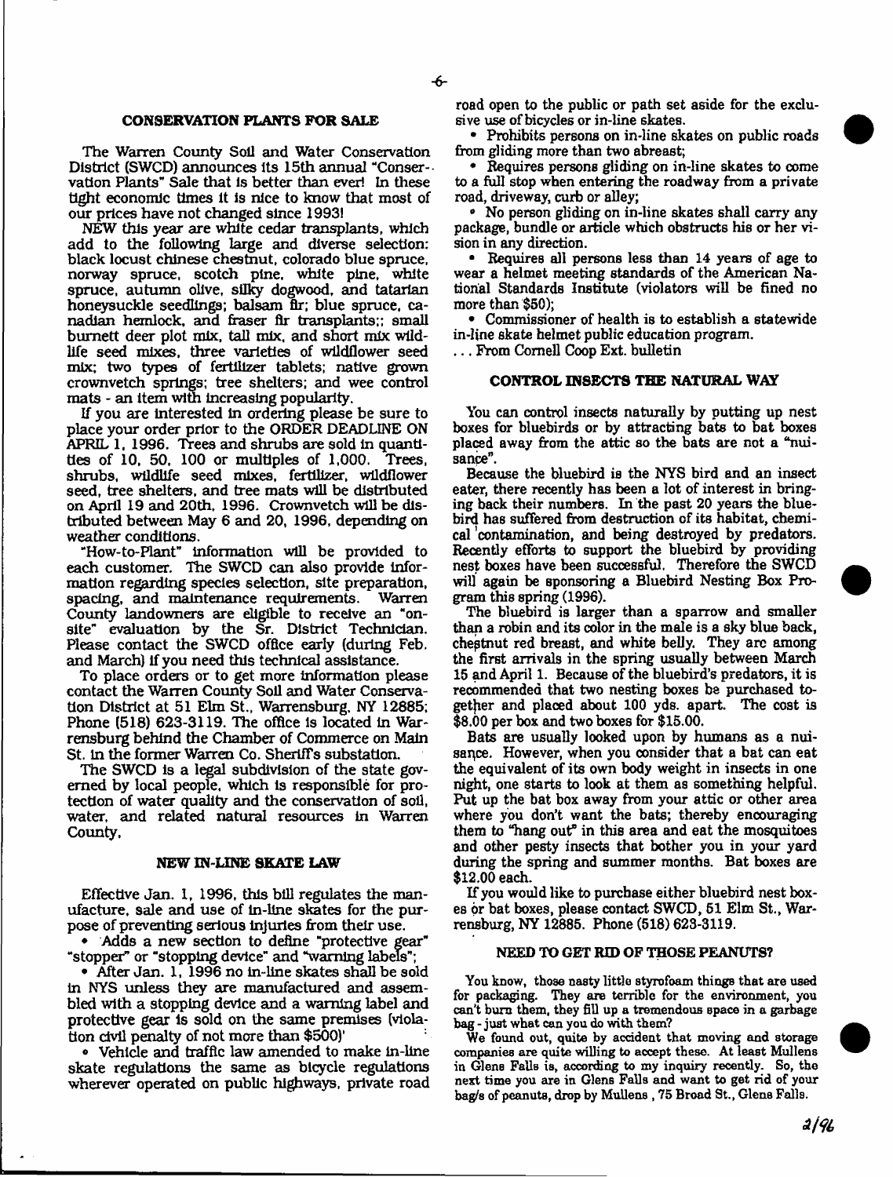## CONSERVATION PLANTS FOR SALE

The Warren County Soil and Water Conservation District (SWCD) announces its 15th annual "Conservation Plants" Sale that is better than ever! In these tight economic times it is nice to know that most of our prices have not changed since 1993!

NEW this year are white cedar transplants, which add to the following large and diverse selection: black locust chinese chestnut, colorado blue spruce, norway spruce, scotch pine, white pine, white spruce, autumn olive, silky dogwood, and tatarian honeysuckle seedlings; balsam fir; blue spruce, canadian hemlock, and fraser fir transplants;; small burnett deer plot mix, tall mix, and short mix wildlife seed mixes, three varieties of wildflower seed mix; two types of fertilizer tablets; native grown crownvetch springs; tree shelters; and wee control mats - an item with increasing popularity.

If you are interested in ordering please be sure to place your order prior to the ORDER DEADLINE ON APRIL 1, 1996. Trees and shrubs are sold in quantities of 10, 50, 100 or multiples of 1,000. Trees, shrubs, wildlife seed mixes, fertilizer, wildflower seed, tree shelters, and tree mats will be distributed on April 19 and 20th, 1996. Crownvetch will be distributed between May 6 and 20, 1996, depending on weather conditions.

"How-to-Plant" information will be provided to each customer. The SWCD can also provide information regarding species selection, site preparation, spacing, and maintenance requirements. Warren County landowners are eligible to receive an "on-site" evaluation by the Sr. District Technician. Please contact the SWCD office early (during Feb. and March) if you need this technical assistance.

To place orders or to get more information please contact the Warren County Soil and Water Conservation District at 51 Elm St., Warrensburg, NY 12885; Phone (518) 623-3119. The office is located in Warrensburg behind the Chamber of Commerce on Main St. in the former Warren Co. Sheriff's substation.

The SWCD is a legal subdivision of the state governed by local people, which is responsible for protection of water quality and the conservation of soil, water, and related natural resources in Warren County.

## NEW IN-LINE SKATE LAW

Effective Jan. 1, 1996, this bill regulates the manufacture, sale and use of in-line skates for the purpose of preventing serious injuries from their use.

- Adds a new section to define "protective gear" "stopper" or "stopping device" and "warning labels";
- After Jan. 1, 1996 no in-line skates shall be sold in NYS unless they are manufactured and assembled with a stopping device and a warning label and protective gear is sold on the same premises (violation civil penalty of not more than $500)'
- Vehicle and traffic law amended to make in-line skate regulations the same as bicycle regulations wherever operated on public highways, private road road open to the public or path set aside for the exclusive use of bicycles or in-line skates.
- Prohibits persons on in-line skates on public roads from gliding more than two abreast;
- Requires persons gliding on in-line skates to come to a full stop when entering the roadway from a private road, driveway, curb or alley;
- No person gliding on in-line skates shall carry any package, bundle or article which obstructs his or her vision in any direction.
- Requires all persons less than 14 years of age to wear a helmet meeting standards of the American National Standards Institute (violators will be fined no more than $50);
- Commissioner of health is to establish a statewide in-line skate helmet public education program.

. . . From Cornell Coop Ext. bulletin

## CONTROL INSECTS THE NATURAL WAY

You can control insects naturally by putting up nest boxes for bluebirds or by attracting bats to bat boxes placed away from the attic so the bats are not a "nuisance".

Because the bluebird is the NYS bird and an insect eater, there recently has been a lot of interest in bringing back their numbers. In the past 20 years the bluebird has suffered from destruction of its habitat, chemical contamination, and being destroyed by predators. Recently efforts to support the bluebird by providing nest boxes have been successful. Therefore the SWCD will again be sponsoring a Bluebird Nesting Box Program this spring (1996).

The bluebird is larger than a sparrow and smaller than a robin and its color in the male is a sky blue back, chestnut red breast, and white belly. They are among the first arrivals in the spring usually between March 15 and April 1. Because of the bluebird's predators, it is recommended that two nesting boxes be purchased together and placed about 100 yds. apart. The cost is $8.00 per box and two boxes for $15.00.

Bats are usually looked upon by humans as a nuisance. However, when you consider that a bat can eat the equivalent of its own body weight in insects in one night, one starts to look at them as something helpful. Put up the bat box away from your attic or other area where you don't want the bats; thereby encouraging them to "hang out" in this area and eat the mosquitoes and other pesty insects that bother you in your yard during the spring and summer months. Bat boxes are $12.00 each.

If you would like to purchase either bluebird nest boxes or bat boxes, please contact SWCD, 51 Elm St., Warrensburg, NY 12885. Phone (518) 623-3119.

## NEED TO GET RID OF THOSE PEANUTS?

You know, those nasty little styrofoam things that are used for packaging. They are terrible for the environment, you can't burn them, they fill up a tremendous space in a garbage bag - just what can you do with them?

We found out, quite by accident that moving and storage companies are quite willing to accept these. At least Mullens in Glens Falls is, according to my inquiry recently. So, the next time you are in Glens Falls and want to get rid of your bag/s of peanuts, drop by Mullens , 75 Broad St., Glens Falls.

2/96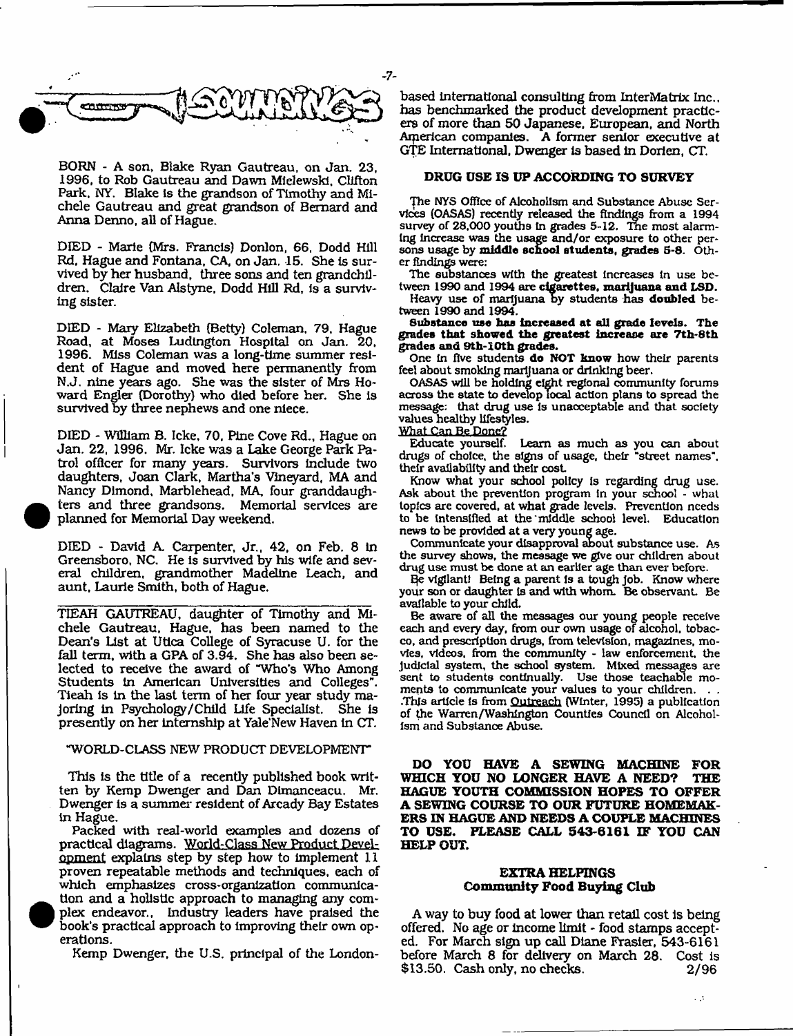# SOUNDINGS

BORN - A son, Blake Ryan Gautreau, on Jan. 23, 1996, to Rob Gautreau and Dawn Mielewski, Clifton Park, NY. Blake is the grandson of Timothy and Michele Gautreau and great grandson of Bernard and Anna Denno, all of Hague.

DIED - Marie (Mrs. Francis) Donlon, 66, Dodd Hill Rd, Hague and Fontana, CA, on Jan. 15. She is survived by her husband, three sons and ten grandchildren. Claire Van Alstyne, Dodd Hill Rd, is a surviving sister.

DIED - Mary Elizabeth (Betty) Coleman, 79, Hague Road, at Moses Ludington Hospital on Jan. 20, 1996. Miss Coleman was a long-time summer resident of Hague and moved here permanently from N.J. nine years ago. She was the sister of Mrs Howard Engler (Dorothy) who died before her. She is survived by three nephews and one niece.

DIED - William B. Icke, 70, Pine Cove Rd., Hague on Jan. 22, 1996. Mr. Icke was a Lake George Park Patrol officer for many years. Survivors include two daughters, Joan Clark, Martha's Vineyard, MA and Nancy Dimond, Marblehead, MA, four granddaughters and three grandsons. Memorial services are planned for Memorial Day weekend.

DIED - David A. Carpenter, Jr., 42, on Feb. 8 in Greensboro, NC. He is survived by his wife and several children, grandmother Madeline Leach, and aunt, Laurie Smith, both of Hague.

---

TIEAH GAUTREAU, daughter of Timothy and Michele Gautreau, Hague, has been named to the Dean's List at Utica College of Syracuse U. for the fall term, with a GPA of 3.94. She has also been selected to receive the award of "Who's Who Among Students in American Universities and Colleges". Tieah is in the last term of her four year study majoring in Psychology/Child Life Specialist. She is presently on her internship at Yale'New Haven in CT.

## "WORLD-CLASS NEW PRODUCT DEVELOPMENT"

This is the title of a recently published book written by Kemp Dwenger and Dan Dimanceacu. Mr. Dwenger is a summer resident of Arcady Bay Estates in Hague.

Packed with real-world examples and dozens of practical diagrams. World-Class New Product Development explains step by step how to implement 11 proven repeatable methods and techniques, each of which emphasizes cross-organization communication and a holistic approach to managing any complex endeavor., Industry leaders have praised the book's practical approach to improving their own operations.

Kemp Dwenger, the U.S. principal of the London-based international consulting from InterMatrix Inc., has benchmarked the product development practices of more than 50 Japanese, European, and North American companies. A former senior executive at GTE International, Dwenger is based in Dorien, CT.

## DRUG USE IS UP ACCORDING TO SURVEY

The NYS Office of Alcoholism and Substance Abuse Services (OASAS) recently released the findings from a 1994 survey of 28,000 youths in grades 5-12. The most alarming increase was the usage and/or exposure to other persons usage by **middle school students, grades 5-8.** Other findings were:

The substances with the greatest increases in use between 1990 and 1994 are **cigarettes, marijuana and LSD.**

Heavy use of marijuana by students has **doubled** between 1990 and 1994.

**Substance use has increased at all grade levels. The grades that showed the greatest increase are 7th-8th grades and 9th-10th grades.**

One in five students **do NOT know** how their parents feel about smoking marijuana or drinking beer.

OASAS will be holding eight regional community forums across the state to develop local action plans to spread the message: that drug use is unacceptable and that society values healthy lifestyles.

What Can Be Done?

Educate yourself. Learn as much as you can about drugs of choice, the signs of usage, their "street names", their availability and their cost.

Know what your school policy is regarding drug use. Ask about the prevention program in your school - what topics are covered, at what grade levels. Prevention needs to be intensified at the middle school level. Education news to be provided at a very young age.

Communicate your disapproval about substance use. As the survey shows, the message we give our children about drug use must be done at an earlier age than ever before.

Be vigilant! Being a parent is a tough job. Know where your son or daughter is and with whom. Be observant. Be available to your child.

Be aware of all the messages our young people receive each and every day, from our own usage of alcohol, tobacco, and prescription drugs, from television, magazines, movies, videos, from the community - law enforcement, the judicial system, the school system. Mixed messages are sent to students continually. Use those teachable moments to communicate your values to your children. . . .This article is from Outreach (Winter, 1995) a publication of the Warren/Washington Counties Council on Alcoholism and Substance Abuse.

**DO YOU HAVE A SEWING MACHINE FOR WHICH YOU NO LONGER HAVE A NEED? THE HAGUE YOUTH COMMISSION HOPES TO OFFER A SEWING COURSE TO OUR FUTURE HOMEMAKERS IN HAGUE AND NEEDS A COUPLE MACHINES TO USE. PLEASE CALL 543-6161 IF YOU CAN HELP OUT.**

## EXTRA HELPINGS
### Community Food Buying Club

A way to buy food at lower than retail cost is being offered. No age or income limit - food stamps accepted. For March sign up call Diane Frasier, 543-6161 before March 8 for delivery on March 28. Cost is $13.50. Cash only, no checks. 2/96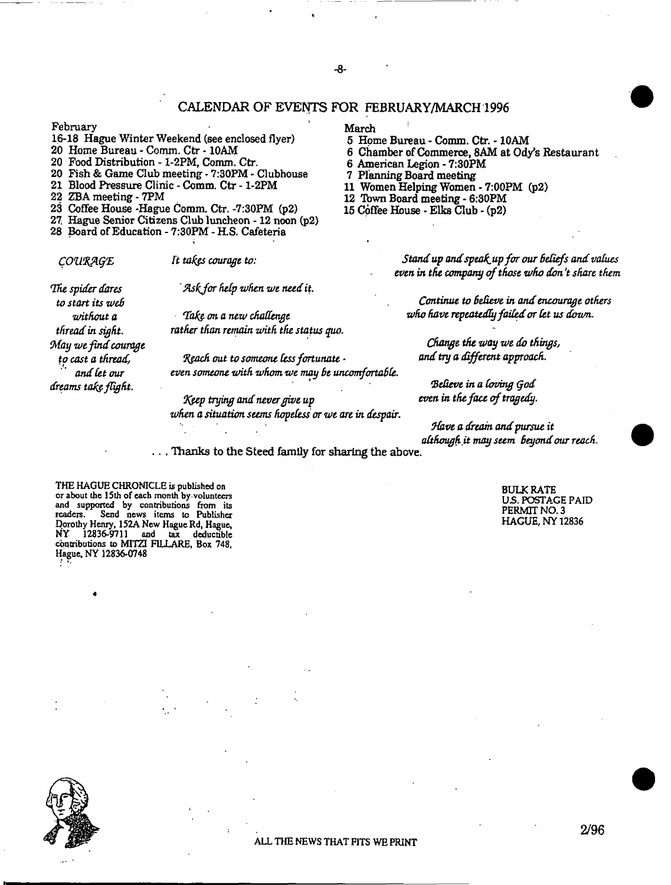## CALENDAR OF EVENTS FOR FEBRUARY/MARCH 1996

February
16-18 Hague Winter Weekend (see enclosed flyer)
20 Home Bureau - Comm. Ctr - 10AM
20 Food Distribution - 1-2PM, Comm. Ctr.
20 Fish & Game Club meeting - 7:30PM - Clubhouse
21 Blood Pressure Clinic - Comm. Ctr - 1-2PM
22 ZBA meeting - 7PM
23 Coffee House -Hague Comm. Ctr. -7:30PM (p2)
27 Hague Senior Citizens Club luncheon - 12 noon (p2)
28 Board of Education - 7:30PM - H.S. Cafeteria

March
5 Home Bureau - Comm. Ctr. - 10AM
6 Chamber of Commerce, 8AM at Ody's Restaurant
6 American Legion - 7:30PM
7 Planning Board meeting
11 Women Helping Women - 7:00PM (p2)
12 Town Board meeting - 6:30PM
15 Coffee House - Elks Club - (p2)

*COURAGE*

*The spider dares to start its web without a thread in sight. May we find courage to cast a thread, and let our dreams take flight.*

*It takes courage to:*

*Ask for help when we need it.*

*Take on a new challenge rather than remain with the status quo.*

*Reach out to someone less fortunate - even someone with whom we may be uncomfortable.*

*Keep trying and never give up when a situation seems hopeless or we are in despair.*

*Stand up and speak up for our beliefs and values even in the company of those who don't share them*

*Continue to believe in and encourage others who have repeatedly failed or let us down.*

*Change the way we do things, and try a different approach.*

*Believe in a loving God even in the face of tragedy.*

*Have a dream and pursue it although it may seem beyond our reach.*

. . . Thanks to the Steed family for sharing the above.

THE HAGUE CHRONICLE is published on or about the 15th of each month by volunteers and supported by contributions from its readers. Send news items to Publisher Dorothy Henry, 152A New Hague Rd, Hague, NY 12836-9711 and tax deductible contributions to MITZI FILLARE, Box 748, Hague, NY 12836-0748

BULK RATE
U.S. POSTAGE PAID
PERMIT NO. 3
HAGUE, NY 12836

ALL THE NEWS THAT FITS WE PRINT

2/96